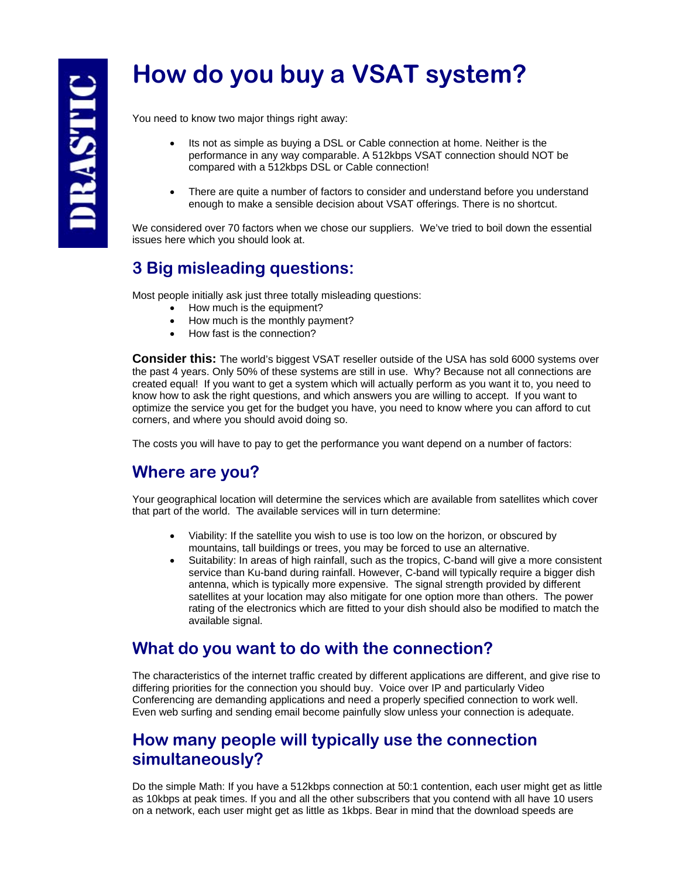DRASTIC

# How do you buy a VSAT system?

You need to know two major things right away:

- Its not as simple as buying a DSL or Cable connection at home. Neither is the performance in any way comparable. A 512kbps VSAT connection should NOT be compared with a 512kbps DSL or Cable connection!
- There are quite a number of factors to consider and understand before you understand enough to make a sensible decision about VSAT offerings. There is no shortcut.

We considered over 70 factors when we chose our suppliers. We've tried to boil down the essential issues here which you should look at.

## 3 Big misleading questions:

Most people initially ask just three totally misleading questions:

- How much is the equipment?
- How much is the monthly payment?
- How fast is the connection?

**Consider this:** The world's biggest VSAT reseller outside of the USA has sold 6000 systems over the past 4 years. Only 50% of these systems are still in use. Why? Because not all connections are created equal! If you want to get a system which will actually perform as you want it to, you need to know how to ask the right questions, and which answers you are willing to accept. If you want to optimize the service you get for the budget you have, you need to know where you can afford to cut corners, and where you should avoid doing so.

The costs you will have to pay to get the performance you want depend on a number of factors:

## Where are you?

Your geographical location will determine the services which are available from satellites which cover that part of the world. The available services will in turn determine:

- Viability: If the satellite you wish to use is too low on the horizon, or obscured by mountains, tall buildings or trees, you may be forced to use an alternative.
- Suitability: In areas of high rainfall, such as the tropics, C-band will give a more consistent service than Ku-band during rainfall. However, C-band will typically require a bigger dish antenna, which is typically more expensive. The signal strength provided by different satellites at your location may also mitigate for one option more than others. The power rating of the electronics which are fitted to your dish should also be modified to match the available signal.

## What do you want to do with the connection?

The characteristics of the internet traffic created by different applications are different, and give rise to differing priorities for the connection you should buy. Voice over IP and particularly Video Conferencing are demanding applications and need a properly specified connection to work well. Even web surfing and sending email become painfully slow unless your connection is adequate.

## How many people will typically use the connection simultaneously?

Do the simple Math: If you have a 512kbps connection at 50:1 contention, each user might get as little as 10kbps at peak times. If you and all the other subscribers that you contend with all have 10 users on a network, each user might get as little as 1kbps. Bear in mind that the download speeds are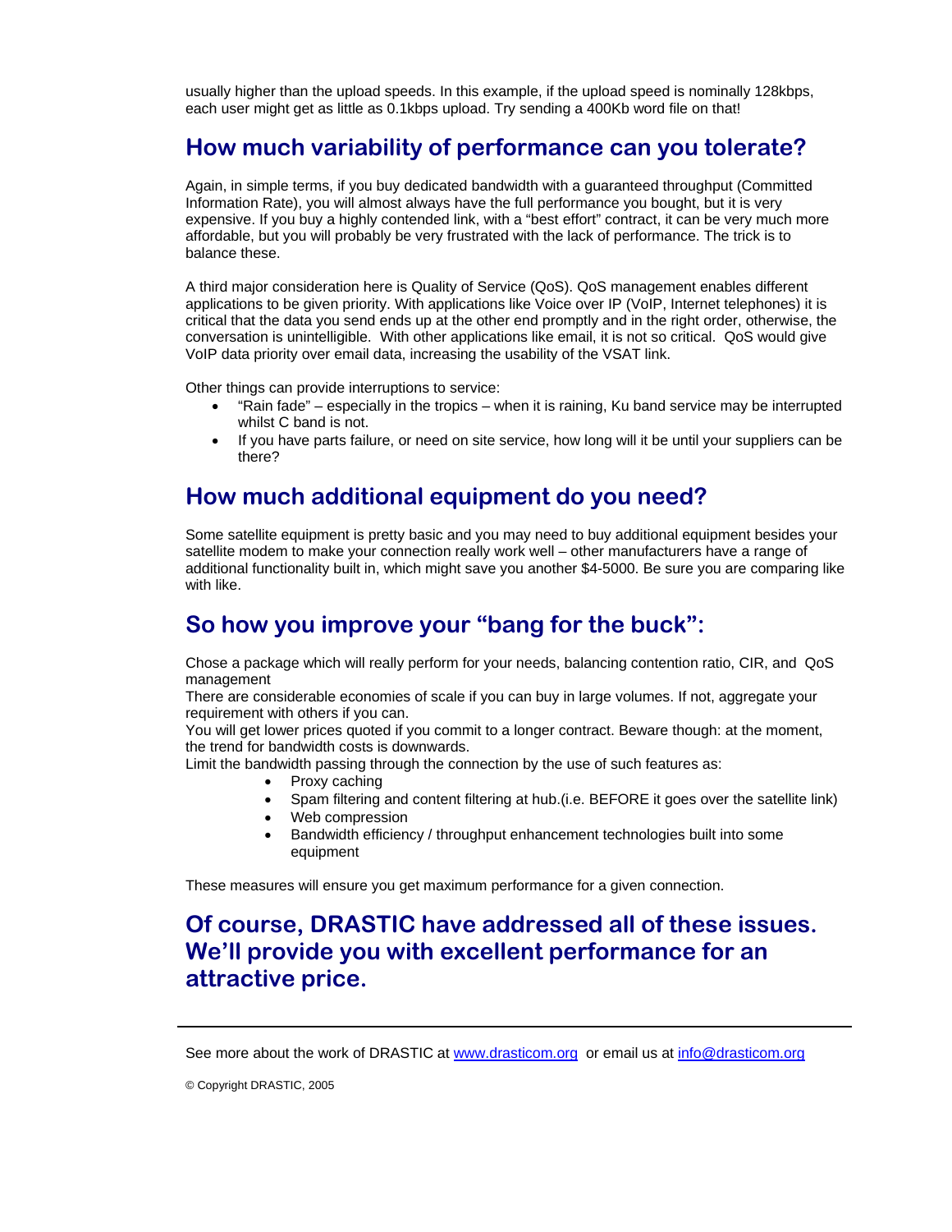usually higher than the upload speeds. In this example, if the upload speed is nominally 128kbps, each user might get as little as 0.1kbps upload. Try sending a 400Kb word file on that!

## How much variability of performance can you tolerate?

Again, in simple terms, if you buy dedicated bandwidth with a guaranteed throughput (Committed Information Rate), you will almost always have the full performance you bought, but it is very expensive. If you buy a highly contended link, with a "best effort" contract, it can be very much more affordable, but you will probably be very frustrated with the lack of performance. The trick is to balance these.

A third major consideration here is Quality of Service (QoS). QoS management enables different applications to be given priority. With applications like Voice over IP (VoIP, Internet telephones) it is critical that the data you send ends up at the other end promptly and in the right order, otherwise, the conversation is unintelligible. With other applications like email, it is not so critical. QoS would give VoIP data priority over email data, increasing the usability of the VSAT link.

Other things can provide interruptions to service:

- "Rain fade" – especially in the tropics – when it is raining, Ku band service may be interrupted whilst C band is not.
- If you have parts failure, or need on site service, how long will it be until your suppliers can be there?

## How much additional equipment do you need?

Some satellite equipment is pretty basic and you may need to buy additional equipment besides your satellite modem to make your connection really work well – other manufacturers have a range of additional functionality built in, which might save you another $4-5000. Be sure you are comparing like with like.

## So how you improve your "bang for the buck":

Chose a package which will really perform for your needs, balancing contention ratio, CIR, and QoS management

There are considerable economies of scale if you can buy in large volumes. If not, aggregate your requirement with others if you can.

You will get lower prices quoted if you commit to a longer contract. Beware though: at the moment, the trend for bandwidth costs is downwards.

Limit the bandwidth passing through the connection by the use of such features as:

- Proxy caching
- Spam filtering and content filtering at hub.(i.e. BEFORE it goes over the satellite link)
- Web compression
- Bandwidth efficiency / throughput enhancement technologies built into some equipment

These measures will ensure you get maximum performance for a given connection.

## Of course, DRASTIC have addressed all of these issues. We'll provide you with excellent performance for an attractive price.

---

See more about the work of DRASTIC at www.drasticom.org or email us at info@drasticom.org

© Copyright DRASTIC, 2005